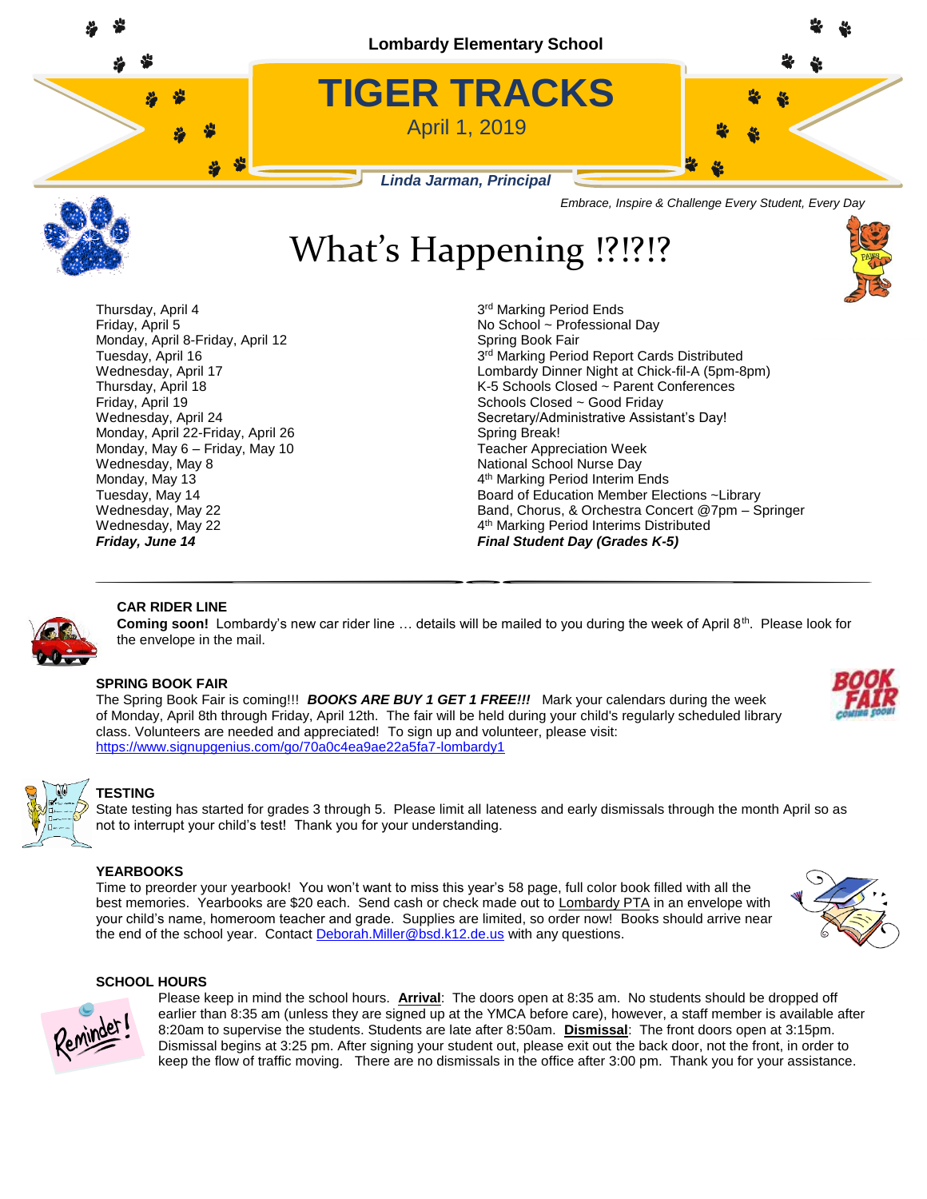Lombardy Elementary School

# TIGER TRACKS

April 1, 2019

***Linda Jarman, Principal***

*Embrace, Inspire & Challenge Every Student, Every Day*

## What's Happening !?!?!?

| | |
|---|---|
| Thursday, April 4 | 3rd Marking Period Ends |
| Friday, April 5 | No School ~ Professional Day |
| Monday, April 8-Friday, April 12 | Spring Book Fair |
| Tuesday, April 16 | 3rd Marking Period Report Cards Distributed |
| Wednesday, April 17 | Lombardy Dinner Night at Chick-fil-A (5pm-8pm) |
| Thursday, April 18 | K-5 Schools Closed ~ Parent Conferences |
| Friday, April 19 | Schools Closed ~ Good Friday |
| Wednesday, April 24 | Secretary/Administrative Assistant's Day! |
| Monday, April 22-Friday, April 26 | Spring Break! |
| Monday, May 6 – Friday, May 10 | Teacher Appreciation Week |
| Wednesday, May 8 | National School Nurse Day |
| Monday, May 13 | 4th Marking Period Interim Ends |
| Tuesday, May 14 | Board of Education Member Elections ~Library |
| Wednesday, May 22 | Band, Chorus, & Orchestra Concert @7pm – Springer |
| Wednesday, May 22 | 4th Marking Period Interims Distributed |
| ***Friday, June 14*** | ***Final Student Day (Grades K-5)*** |

---

### CAR RIDER LINE

**Coming soon!** Lombardy's new car rider line … details will be mailed to you during the week of April 8th. Please look for the envelope in the mail.

### SPRING BOOK FAIR

The Spring Book Fair is coming!!! ***BOOKS ARE BUY 1 GET 1 FREE!!!*** Mark your calendars during the week of Monday, April 8th through Friday, April 12th. The fair will be held during your child's regularly scheduled library class. Volunteers are needed and appreciated! To sign up and volunteer, please visit: https://www.signupgenius.com/go/70a0c4ea9ae22a5fa7-lombardy1

### TESTING

State testing has started for grades 3 through 5. Please limit all lateness and early dismissals through the month April so as not to interrupt your child's test! Thank you for your understanding.

### YEARBOOKS

Time to preorder your yearbook! You won't want to miss this year's 58 page, full color book filled with all the best memories. Yearbooks are $20 each. Send cash or check made out to Lombardy PTA in an envelope with your child's name, homeroom teacher and grade. Supplies are limited, so order now! Books should arrive near the end of the school year. Contact Deborah.Miller@bsd.k12.de.us with any questions.

### SCHOOL HOURS

Please keep in mind the school hours. **Arrival**: The doors open at 8:35 am. No students should be dropped off earlier than 8:35 am (unless they are signed up at the YMCA before care), however, a staff member is available after 8:20am to supervise the students. Students are late after 8:50am. **Dismissal**: The front doors open at 3:15pm. Dismissal begins at 3:25 pm. After signing your student out, please exit out the back door, not the front, in order to keep the flow of traffic moving. There are no dismissals in the office after 3:00 pm. Thank you for your assistance.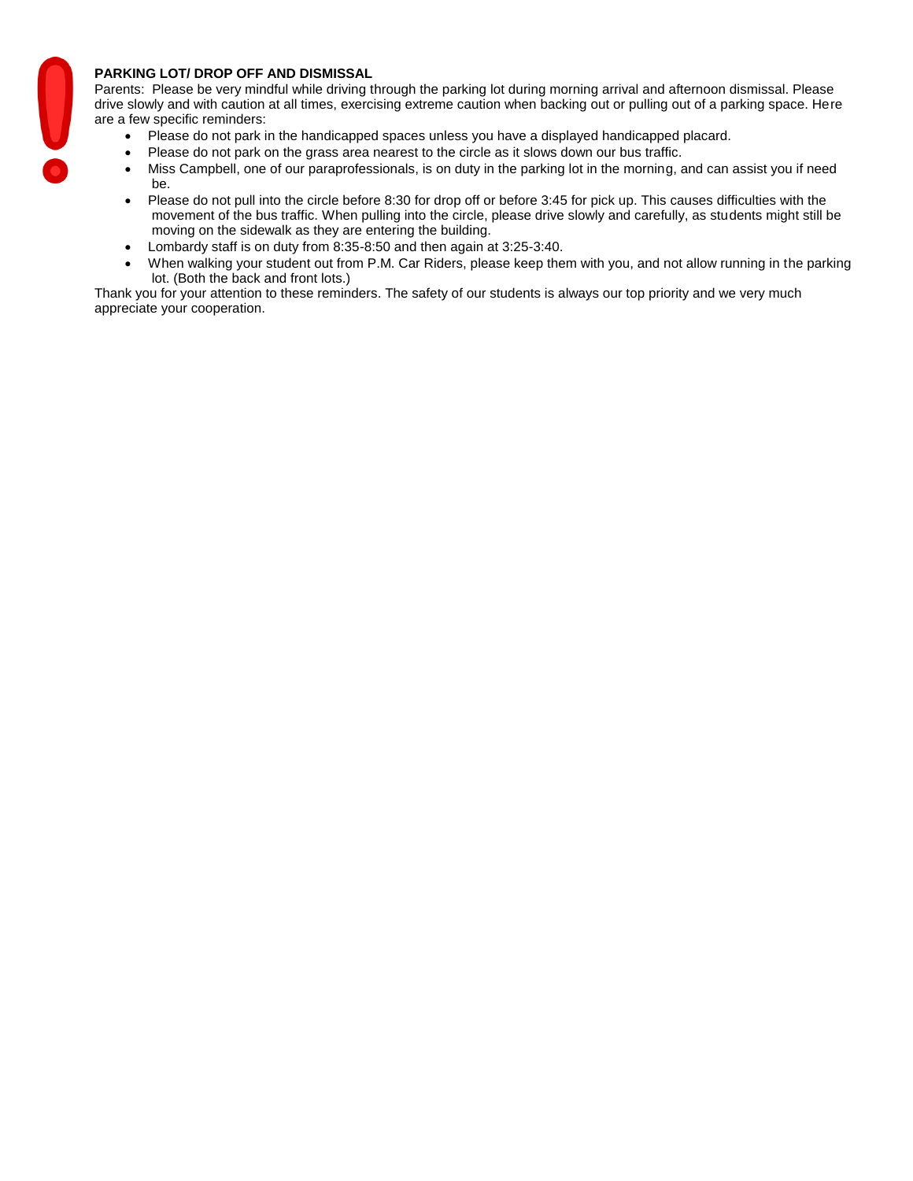**PARKING LOT/ DROP OFF AND DISMISSAL**

Parents: Please be very mindful while driving through the parking lot during morning arrival and afternoon dismissal. Please drive slowly and with caution at all times, exercising extreme caution when backing out or pulling out of a parking space. Here are a few specific reminders:

- Please do not park in the handicapped spaces unless you have a displayed handicapped placard.
- Please do not park on the grass area nearest to the circle as it slows down our bus traffic.
- Miss Campbell, one of our paraprofessionals, is on duty in the parking lot in the morning, and can assist you if need be.
- Please do not pull into the circle before 8:30 for drop off or before 3:45 for pick up. This causes difficulties with the movement of the bus traffic. When pulling into the circle, please drive slowly and carefully, as students might still be moving on the sidewalk as they are entering the building.
- Lombardy staff is on duty from 8:35-8:50 and then again at 3:25-3:40.
- When walking your student out from P.M. Car Riders, please keep them with you, and not allow running in the parking lot. (Both the back and front lots.)

Thank you for your attention to these reminders. The safety of our students is always our top priority and we very much appreciate your cooperation.